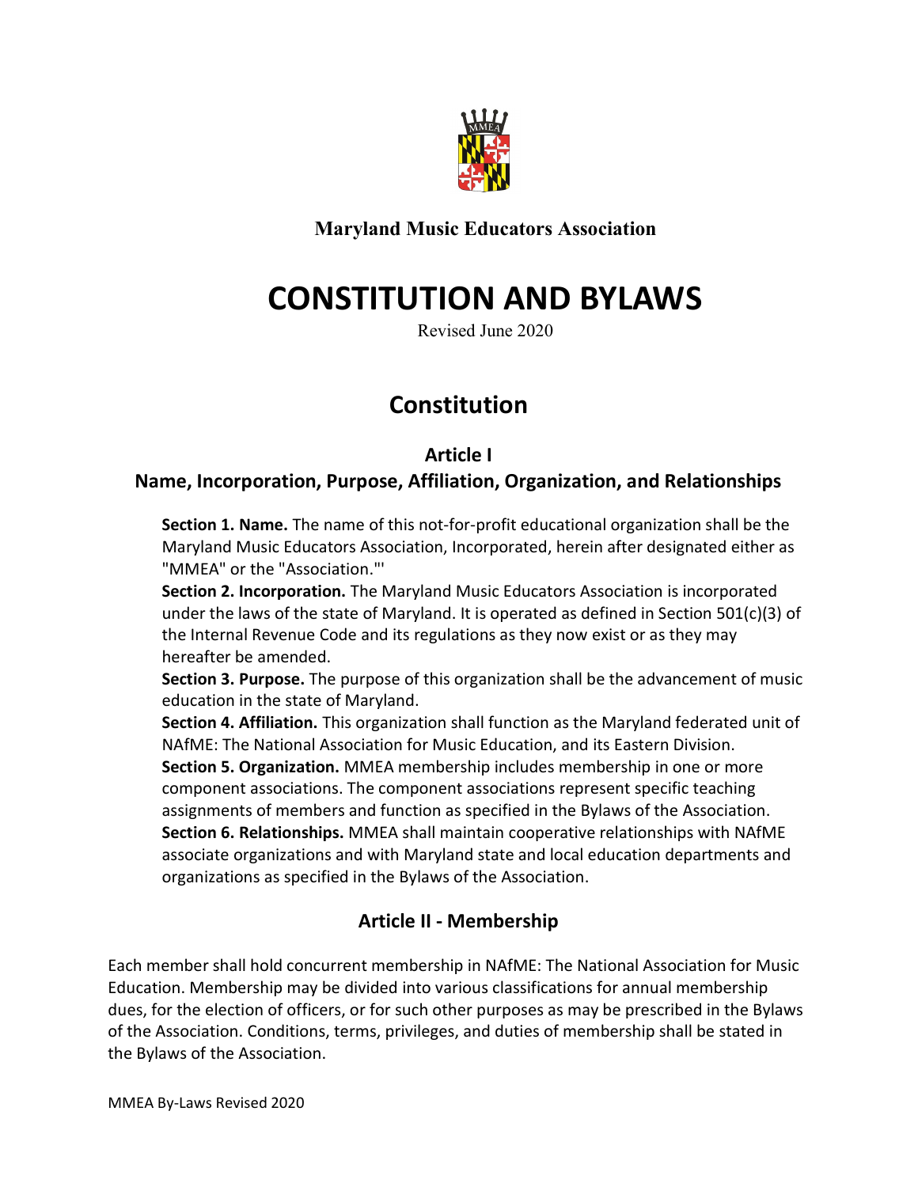**Maryland Music Educators Association**

# CONSTITUTION AND BYLAWS

Revised June 2020

## Constitution

### Article I

### Name, Incorporation, Purpose, Affiliation, Organization, and Relationships

**Section 1. Name.** The name of this not-for-profit educational organization shall be the Maryland Music Educators Association, Incorporated, herein after designated either as "MMEA" or the "Association."'

**Section 2. Incorporation.** The Maryland Music Educators Association is incorporated under the laws of the state of Maryland. It is operated as defined in Section 501(c)(3) of the Internal Revenue Code and its regulations as they now exist or as they may hereafter be amended.

**Section 3. Purpose.** The purpose of this organization shall be the advancement of music education in the state of Maryland.

**Section 4. Affiliation.** This organization shall function as the Maryland federated unit of NAfME: The National Association for Music Education, and its Eastern Division.

**Section 5. Organization.** MMEA membership includes membership in one or more component associations. The component associations represent specific teaching assignments of members and function as specified in the Bylaws of the Association.

**Section 6. Relationships.** MMEA shall maintain cooperative relationships with NAfME associate organizations and with Maryland state and local education departments and organizations as specified in the Bylaws of the Association.

### Article II - Membership

Each member shall hold concurrent membership in NAfME: The National Association for Music Education. Membership may be divided into various classifications for annual membership dues, for the election of officers, or for such other purposes as may be prescribed in the Bylaws of the Association. Conditions, terms, privileges, and duties of membership shall be stated in the Bylaws of the Association.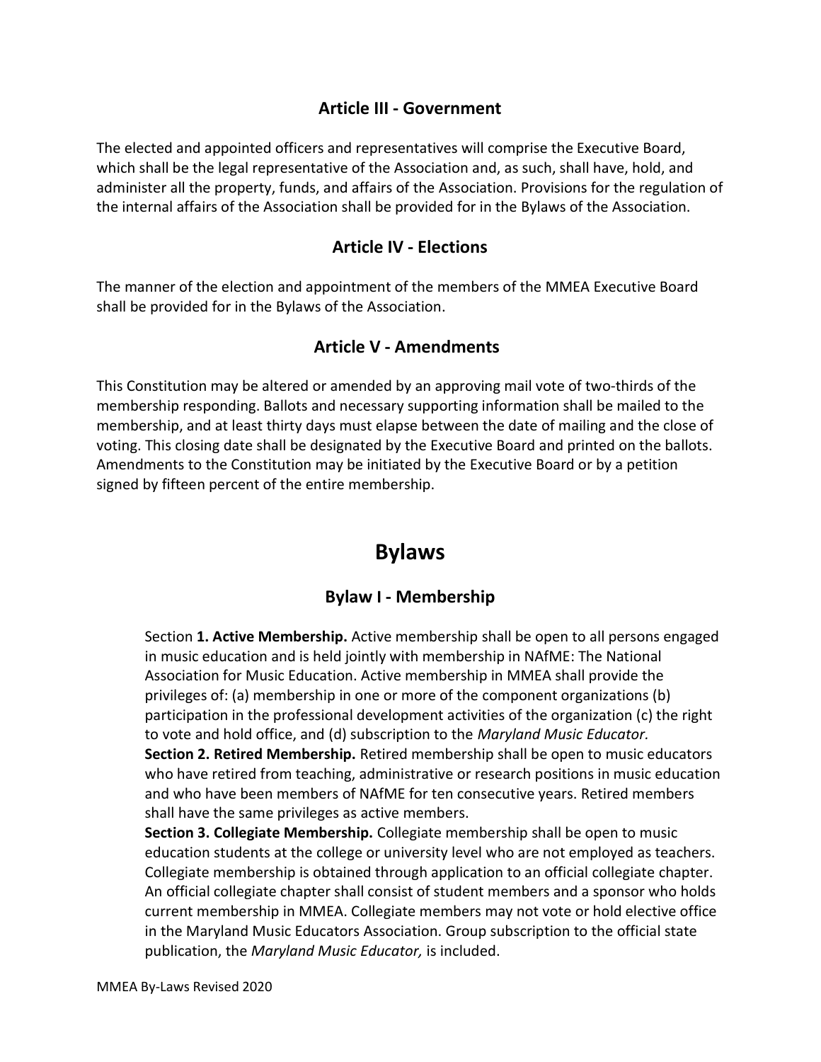## Article III - Government

The elected and appointed officers and representatives will comprise the Executive Board, which shall be the legal representative of the Association and, as such, shall have, hold, and administer all the property, funds, and affairs of the Association. Provisions for the regulation of the internal affairs of the Association shall be provided for in the Bylaws of the Association.

## Article IV - Elections

The manner of the election and appointment of the members of the MMEA Executive Board shall be provided for in the Bylaws of the Association.

## Article V - Amendments

This Constitution may be altered or amended by an approving mail vote of two-thirds of the membership responding. Ballots and necessary supporting information shall be mailed to the membership, and at least thirty days must elapse between the date of mailing and the close of voting. This closing date shall be designated by the Executive Board and printed on the ballots. Amendments to the Constitution may be initiated by the Executive Board or by a petition signed by fifteen percent of the entire membership.

# Bylaws

## Bylaw I - Membership

Section **1. Active Membership.** Active membership shall be open to all persons engaged in music education and is held jointly with membership in NAfME: The National Association for Music Education. Active membership in MMEA shall provide the privileges of: (a) membership in one or more of the component organizations (b) participation in the professional development activities of the organization (c) the right to vote and hold office, and (d) subscription to the *Maryland Music Educator.*

**Section 2. Retired Membership.** Retired membership shall be open to music educators who have retired from teaching, administrative or research positions in music education and who have been members of NAfME for ten consecutive years. Retired members shall have the same privileges as active members.

**Section 3. Collegiate Membership.** Collegiate membership shall be open to music education students at the college or university level who are not employed as teachers. Collegiate membership is obtained through application to an official collegiate chapter. An official collegiate chapter shall consist of student members and a sponsor who holds current membership in MMEA. Collegiate members may not vote or hold elective office in the Maryland Music Educators Association. Group subscription to the official state publication, the *Maryland Music Educator,* is included.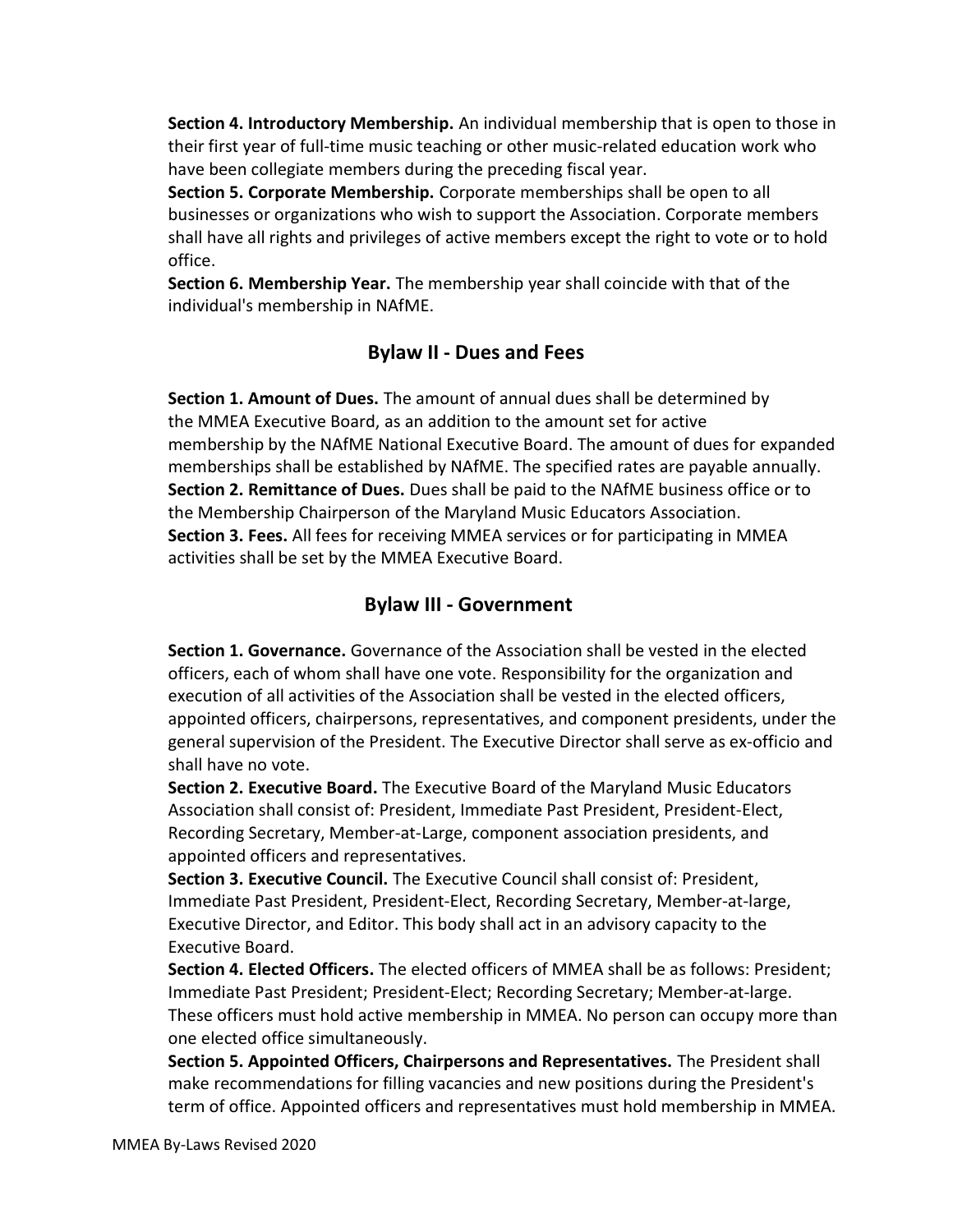**Section 4. Introductory Membership.** An individual membership that is open to those in their first year of full-time music teaching or other music-related education work who have been collegiate members during the preceding fiscal year.

**Section 5. Corporate Membership.** Corporate memberships shall be open to all businesses or organizations who wish to support the Association. Corporate members shall have all rights and privileges of active members except the right to vote or to hold office.

**Section 6. Membership Year.** The membership year shall coincide with that of the individual's membership in NAfME.

## Bylaw II - Dues and Fees

**Section 1. Amount of Dues.** The amount of annual dues shall be determined by the MMEA Executive Board, as an addition to the amount set for active membership by the NAfME National Executive Board. The amount of dues for expanded memberships shall be established by NAfME. The specified rates are payable annually.

**Section 2. Remittance of Dues.** Dues shall be paid to the NAfME business office or to the Membership Chairperson of the Maryland Music Educators Association.

**Section 3. Fees.** All fees for receiving MMEA services or for participating in MMEA activities shall be set by the MMEA Executive Board.

## Bylaw III - Government

**Section 1. Governance.** Governance of the Association shall be vested in the elected officers, each of whom shall have one vote. Responsibility for the organization and execution of all activities of the Association shall be vested in the elected officers, appointed officers, chairpersons, representatives, and component presidents, under the general supervision of the President. The Executive Director shall serve as ex-officio and shall have no vote.

**Section 2. Executive Board.** The Executive Board of the Maryland Music Educators Association shall consist of: President, Immediate Past President, President-Elect, Recording Secretary, Member-at-Large, component association presidents, and appointed officers and representatives.

**Section 3. Executive Council.** The Executive Council shall consist of: President, Immediate Past President, President-Elect, Recording Secretary, Member-at-large, Executive Director, and Editor. This body shall act in an advisory capacity to the Executive Board.

**Section 4. Elected Officers.** The elected officers of MMEA shall be as follows: President; Immediate Past President; President-Elect; Recording Secretary; Member-at-large. These officers must hold active membership in MMEA. No person can occupy more than one elected office simultaneously.

**Section 5. Appointed Officers, Chairpersons and Representatives.** The President shall make recommendations for filling vacancies and new positions during the President's term of office. Appointed officers and representatives must hold membership in MMEA.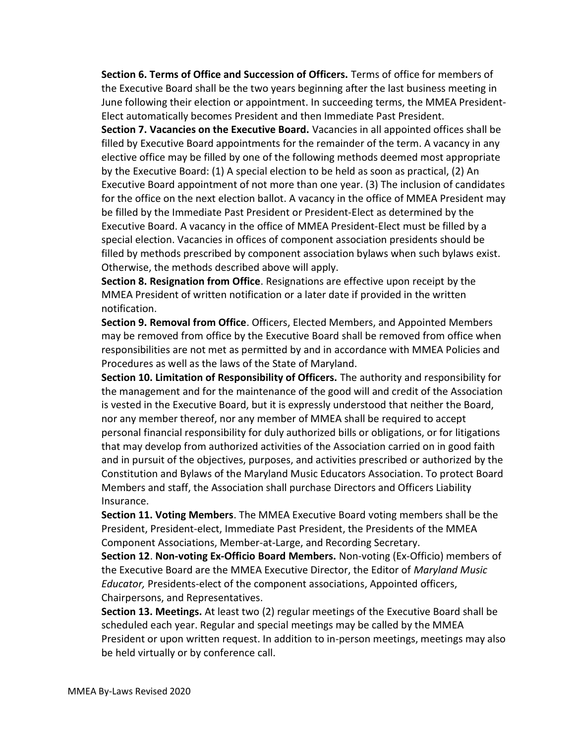**Section 6. Terms of Office and Succession of Officers.** Terms of office for members of the Executive Board shall be the two years beginning after the last business meeting in June following their election or appointment. In succeeding terms, the MMEA President-Elect automatically becomes President and then Immediate Past President.

**Section 7. Vacancies on the Executive Board.** Vacancies in all appointed offices shall be filled by Executive Board appointments for the remainder of the term. A vacancy in any elective office may be filled by one of the following methods deemed most appropriate by the Executive Board: (1) A special election to be held as soon as practical, (2) An Executive Board appointment of not more than one year. (3) The inclusion of candidates for the office on the next election ballot. A vacancy in the office of MMEA President may be filled by the Immediate Past President or President-Elect as determined by the Executive Board. A vacancy in the office of MMEA President-Elect must be filled by a special election. Vacancies in offices of component association presidents should be filled by methods prescribed by component association bylaws when such bylaws exist. Otherwise, the methods described above will apply.

**Section 8. Resignation from Office**. Resignations are effective upon receipt by the MMEA President of written notification or a later date if provided in the written notification.

**Section 9. Removal from Office**. Officers, Elected Members, and Appointed Members may be removed from office by the Executive Board shall be removed from office when responsibilities are not met as permitted by and in accordance with MMEA Policies and Procedures as well as the laws of the State of Maryland.

**Section 10. Limitation of Responsibility of Officers.** The authority and responsibility for the management and for the maintenance of the good will and credit of the Association is vested in the Executive Board, but it is expressly understood that neither the Board, nor any member thereof, nor any member of MMEA shall be required to accept personal financial responsibility for duly authorized bills or obligations, or for litigations that may develop from authorized activities of the Association carried on in good faith and in pursuit of the objectives, purposes, and activities prescribed or authorized by the Constitution and Bylaws of the Maryland Music Educators Association. To protect Board Members and staff, the Association shall purchase Directors and Officers Liability Insurance.

**Section 11. Voting Members**. The MMEA Executive Board voting members shall be the President, President-elect, Immediate Past President, the Presidents of the MMEA Component Associations, Member-at-Large, and Recording Secretary.

**Section 12**. **Non-voting Ex-Officio Board Members.** Non-voting (Ex-Officio) members of the Executive Board are the MMEA Executive Director, the Editor of *Maryland Music Educator,* Presidents-elect of the component associations, Appointed officers, Chairpersons, and Representatives.

**Section 13. Meetings.** At least two (2) regular meetings of the Executive Board shall be scheduled each year. Regular and special meetings may be called by the MMEA President or upon written request. In addition to in-person meetings, meetings may also be held virtually or by conference call.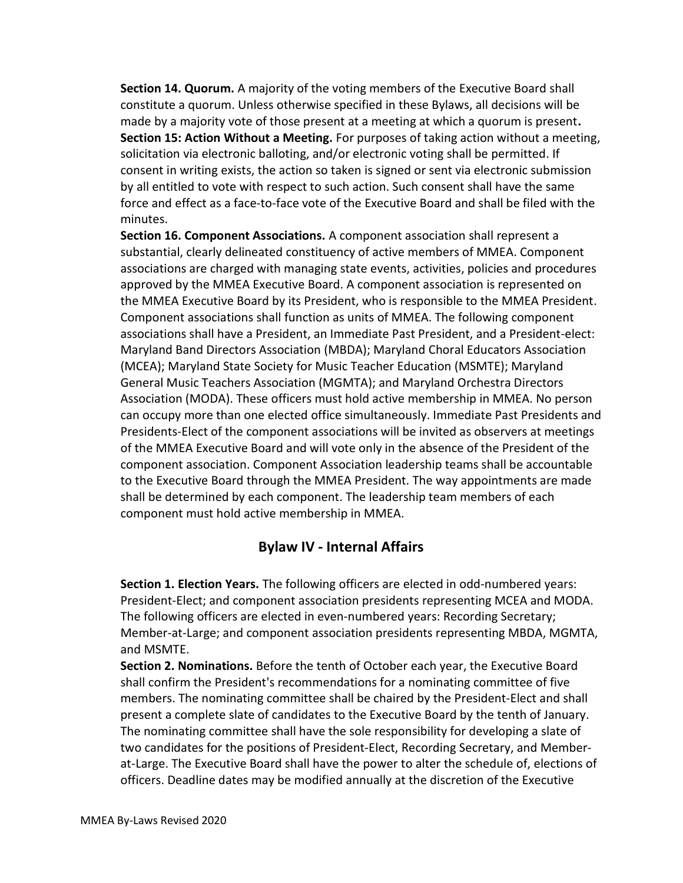**Section 14. Quorum.** A majority of the voting members of the Executive Board shall constitute a quorum. Unless otherwise specified in these Bylaws, all decisions will be made by a majority vote of those present at a meeting at which a quorum is present**.**

**Section 15: Action Without a Meeting.** For purposes of taking action without a meeting, solicitation via electronic balloting, and/or electronic voting shall be permitted. If consent in writing exists, the action so taken is signed or sent via electronic submission by all entitled to vote with respect to such action. Such consent shall have the same force and effect as a face-to-face vote of the Executive Board and shall be filed with the minutes.

**Section 16. Component Associations.** A component association shall represent a substantial, clearly delineated constituency of active members of MMEA. Component associations are charged with managing state events, activities, policies and procedures approved by the MMEA Executive Board. A component association is represented on the MMEA Executive Board by its President, who is responsible to the MMEA President. Component associations shall function as units of MMEA. The following component associations shall have a President, an Immediate Past President, and a President-elect: Maryland Band Directors Association (MBDA); Maryland Choral Educators Association (MCEA); Maryland State Society for Music Teacher Education (MSMTE); Maryland General Music Teachers Association (MGMTA); and Maryland Orchestra Directors Association (MODA). These officers must hold active membership in MMEA. No person can occupy more than one elected office simultaneously. Immediate Past Presidents and Presidents-Elect of the component associations will be invited as observers at meetings of the MMEA Executive Board and will vote only in the absence of the President of the component association. Component Association leadership teams shall be accountable to the Executive Board through the MMEA President. The way appointments are made shall be determined by each component. The leadership team members of each component must hold active membership in MMEA.

## Bylaw IV - Internal Affairs

**Section 1. Election Years.** The following officers are elected in odd-numbered years: President-Elect; and component association presidents representing MCEA and MODA. The following officers are elected in even-numbered years: Recording Secretary; Member-at-Large; and component association presidents representing MBDA, MGMTA, and MSMTE.

**Section 2. Nominations.** Before the tenth of October each year, the Executive Board shall confirm the President's recommendations for a nominating committee of five members. The nominating committee shall be chaired by the President-Elect and shall present a complete slate of candidates to the Executive Board by the tenth of January. The nominating committee shall have the sole responsibility for developing a slate of two candidates for the positions of President-Elect, Recording Secretary, and Member-at-Large. The Executive Board shall have the power to alter the schedule of, elections of officers. Deadline dates may be modified annually at the discretion of the Executive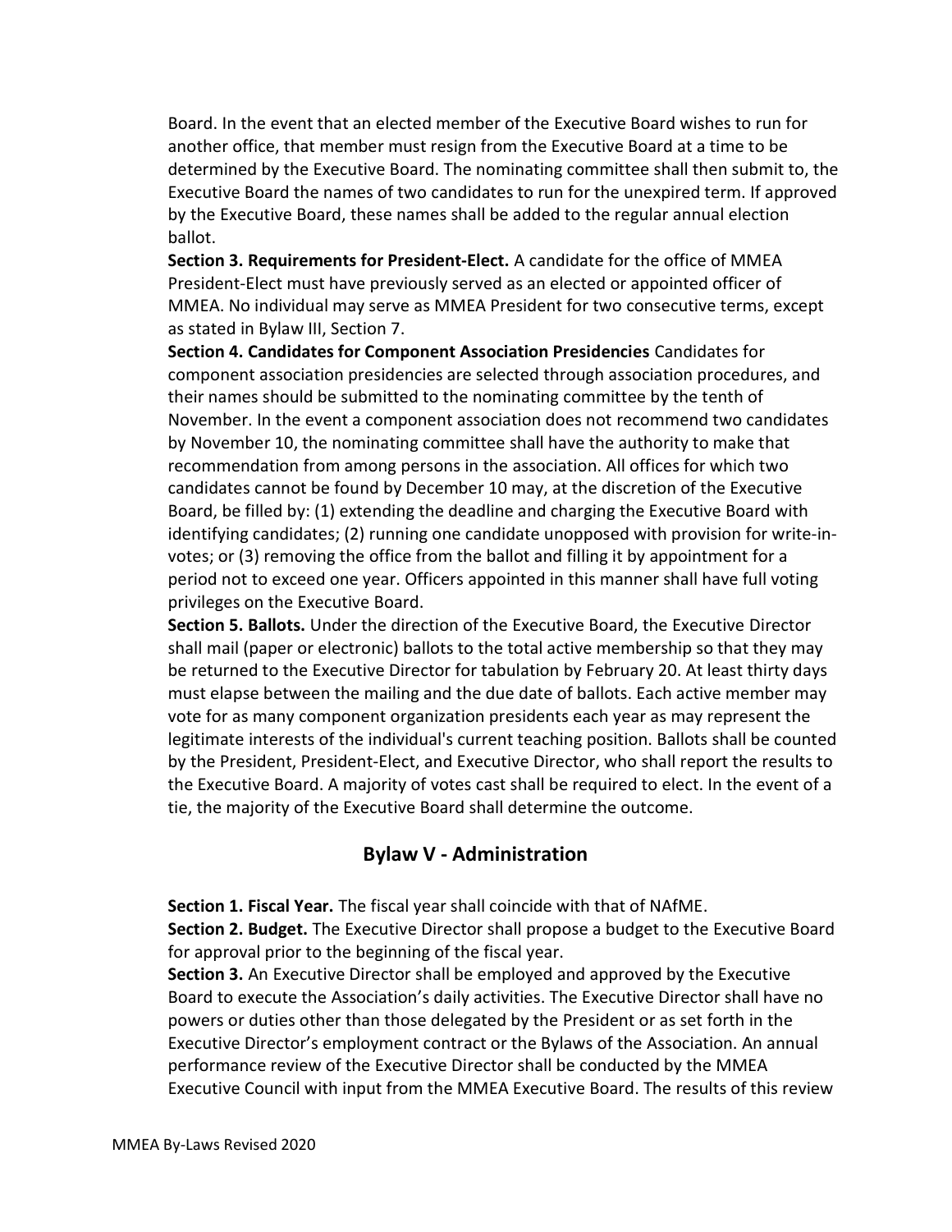Board. In the event that an elected member of the Executive Board wishes to run for another office, that member must resign from the Executive Board at a time to be determined by the Executive Board. The nominating committee shall then submit to, the Executive Board the names of two candidates to run for the unexpired term. If approved by the Executive Board, these names shall be added to the regular annual election ballot.

**Section 3. Requirements for President-Elect.** A candidate for the office of MMEA President-Elect must have previously served as an elected or appointed officer of MMEA. No individual may serve as MMEA President for two consecutive terms, except as stated in Bylaw III, Section 7.

**Section 4. Candidates for Component Association Presidencies** Candidates for component association presidencies are selected through association procedures, and their names should be submitted to the nominating committee by the tenth of November. In the event a component association does not recommend two candidates by November 10, the nominating committee shall have the authority to make that recommendation from among persons in the association. All offices for which two candidates cannot be found by December 10 may, at the discretion of the Executive Board, be filled by: (1) extending the deadline and charging the Executive Board with identifying candidates; (2) running one candidate unopposed with provision for write-in-votes; or (3) removing the office from the ballot and filling it by appointment for a period not to exceed one year. Officers appointed in this manner shall have full voting privileges on the Executive Board.

**Section 5. Ballots.** Under the direction of the Executive Board, the Executive Director shall mail (paper or electronic) ballots to the total active membership so that they may be returned to the Executive Director for tabulation by February 20. At least thirty days must elapse between the mailing and the due date of ballots. Each active member may vote for as many component organization presidents each year as may represent the legitimate interests of the individual's current teaching position. Ballots shall be counted by the President, President-Elect, and Executive Director, who shall report the results to the Executive Board. A majority of votes cast shall be required to elect. In the event of a tie, the majority of the Executive Board shall determine the outcome.

## Bylaw V - Administration

**Section 1. Fiscal Year.** The fiscal year shall coincide with that of NAfME.

**Section 2. Budget.** The Executive Director shall propose a budget to the Executive Board for approval prior to the beginning of the fiscal year.

**Section 3.** An Executive Director shall be employed and approved by the Executive Board to execute the Association's daily activities. The Executive Director shall have no powers or duties other than those delegated by the President or as set forth in the Executive Director's employment contract or the Bylaws of the Association. An annual performance review of the Executive Director shall be conducted by the MMEA Executive Council with input from the MMEA Executive Board. The results of this review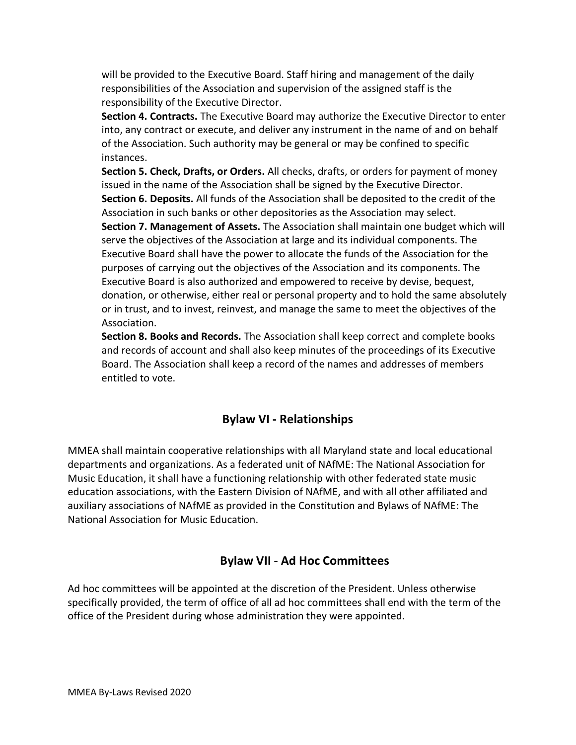will be provided to the Executive Board. Staff hiring and management of the daily responsibilities of the Association and supervision of the assigned staff is the responsibility of the Executive Director.

**Section 4. Contracts.** The Executive Board may authorize the Executive Director to enter into, any contract or execute, and deliver any instrument in the name of and on behalf of the Association. Such authority may be general or may be confined to specific instances.

**Section 5. Check, Drafts, or Orders.** All checks, drafts, or orders for payment of money issued in the name of the Association shall be signed by the Executive Director.

**Section 6. Deposits.** All funds of the Association shall be deposited to the credit of the Association in such banks or other depositories as the Association may select.

**Section 7. Management of Assets.** The Association shall maintain one budget which will serve the objectives of the Association at large and its individual components. The Executive Board shall have the power to allocate the funds of the Association for the purposes of carrying out the objectives of the Association and its components. The Executive Board is also authorized and empowered to receive by devise, bequest, donation, or otherwise, either real or personal property and to hold the same absolutely or in trust, and to invest, reinvest, and manage the same to meet the objectives of the Association.

**Section 8. Books and Records.** The Association shall keep correct and complete books and records of account and shall also keep minutes of the proceedings of its Executive Board. The Association shall keep a record of the names and addresses of members entitled to vote.

## Bylaw VI - Relationships

MMEA shall maintain cooperative relationships with all Maryland state and local educational departments and organizations. As a federated unit of NAfME: The National Association for Music Education, it shall have a functioning relationship with other federated state music education associations, with the Eastern Division of NAfME, and with all other affiliated and auxiliary associations of NAfME as provided in the Constitution and Bylaws of NAfME: The National Association for Music Education.

## Bylaw VII - Ad Hoc Committees

Ad hoc committees will be appointed at the discretion of the President. Unless otherwise specifically provided, the term of office of all ad hoc committees shall end with the term of the office of the President during whose administration they were appointed.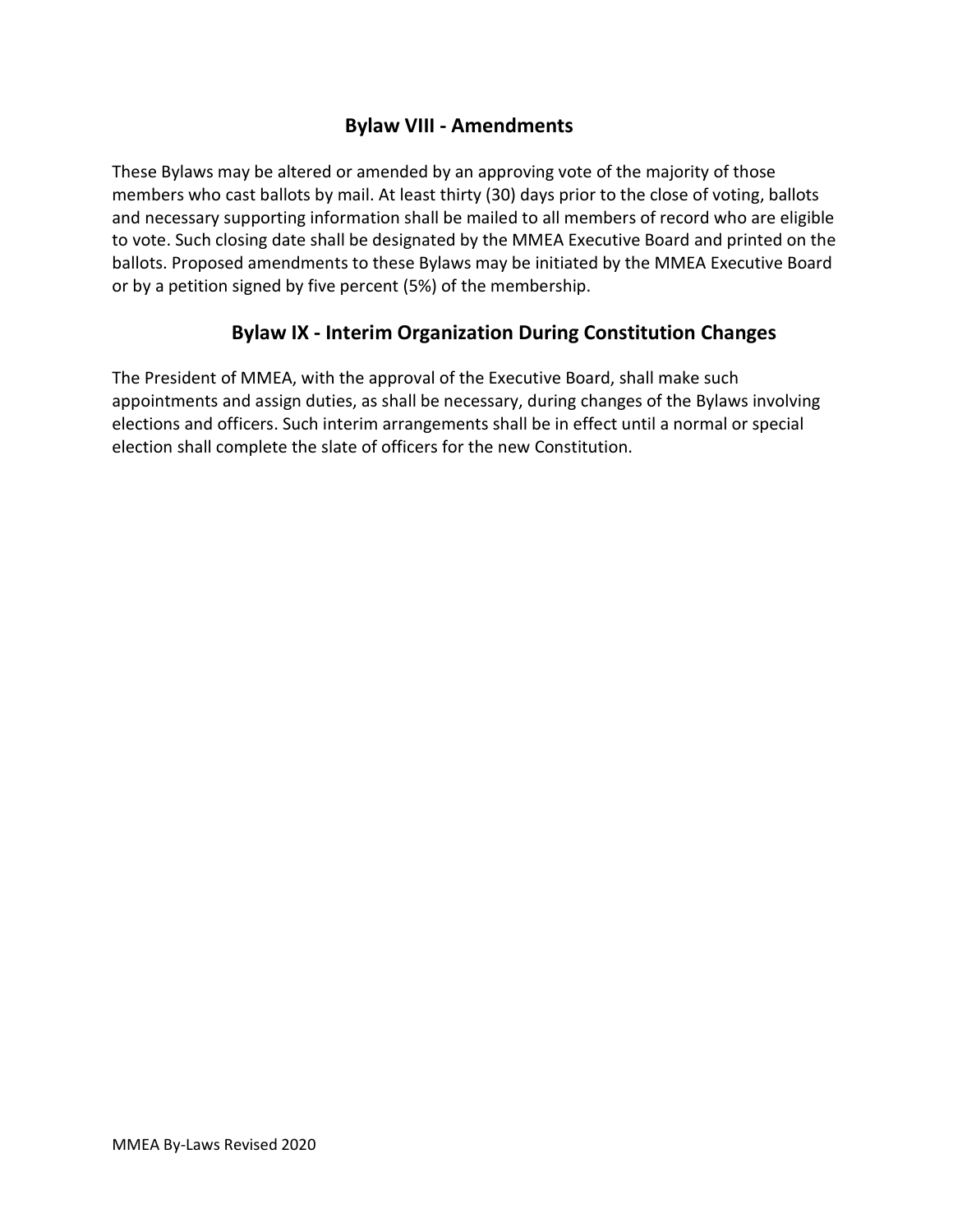## Bylaw VIII - Amendments

These Bylaws may be altered or amended by an approving vote of the majority of those members who cast ballots by mail. At least thirty (30) days prior to the close of voting, ballots and necessary supporting information shall be mailed to all members of record who are eligible to vote. Such closing date shall be designated by the MMEA Executive Board and printed on the ballots. Proposed amendments to these Bylaws may be initiated by the MMEA Executive Board or by a petition signed by five percent (5%) of the membership.

## Bylaw IX - Interim Organization During Constitution Changes

The President of MMEA, with the approval of the Executive Board, shall make such appointments and assign duties, as shall be necessary, during changes of the Bylaws involving elections and officers. Such interim arrangements shall be in effect until a normal or special election shall complete the slate of officers for the new Constitution.